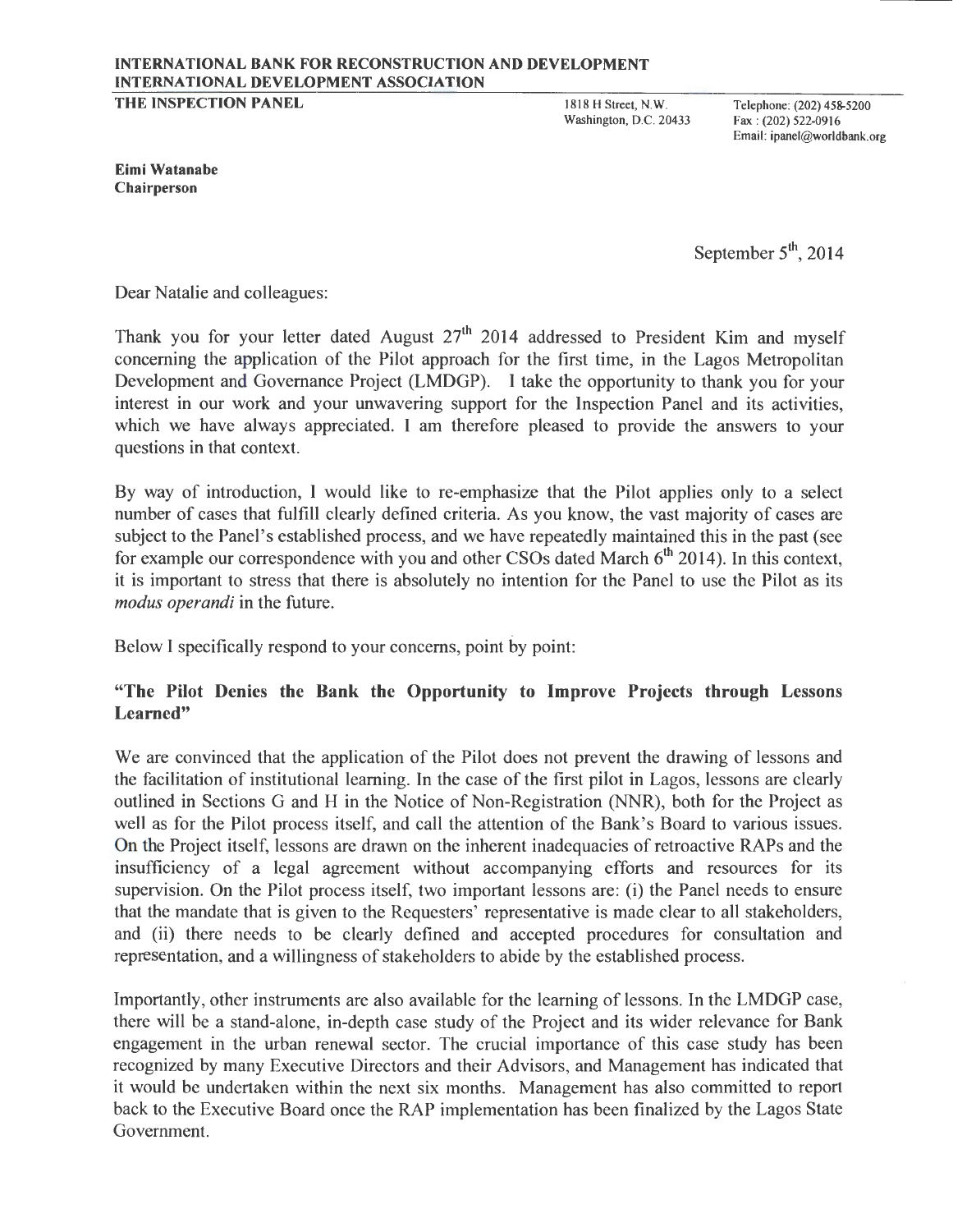**INTERNATIONAL BANK FOR RECONSTRUCTION AND DEVELOPMENT**
**INTERNATIONAL DEVELOPMENT ASSOCIATION**

**THE INSPECTION PANEL**

1818 H Street, N.W.
Washington, D.C. 20433

Telephone: (202) 458-5200
Fax : (202) 522-0916
Email: ipanel@worldbank.org

**Eimi Watanabe**
**Chairperson**

September 5th, 2014

Dear Natalie and colleagues:

Thank you for your letter dated August 27th 2014 addressed to President Kim and myself concerning the application of the Pilot approach for the first time, in the Lagos Metropolitan Development and Governance Project (LMDGP). I take the opportunity to thank you for your interest in our work and your unwavering support for the Inspection Panel and its activities, which we have always appreciated. I am therefore pleased to provide the answers to your questions in that context.

By way of introduction, I would like to re-emphasize that the Pilot applies only to a select number of cases that fulfill clearly defined criteria. As you know, the vast majority of cases are subject to the Panel's established process, and we have repeatedly maintained this in the past (see for example our correspondence with you and other CSOs dated March 6th 2014). In this context, it is important to stress that there is absolutely no intention for the Panel to use the Pilot as its *modus operandi* in the future.

Below I specifically respond to your concerns, point by point:

### "The Pilot Denies the Bank the Opportunity to Improve Projects through Lessons Learned"

We are convinced that the application of the Pilot does not prevent the drawing of lessons and the facilitation of institutional learning. In the case of the first pilot in Lagos, lessons are clearly outlined in Sections G and H in the Notice of Non-Registration (NNR), both for the Project as well as for the Pilot process itself, and call the attention of the Bank's Board to various issues. On the Project itself, lessons are drawn on the inherent inadequacies of retroactive RAPs and the insufficiency of a legal agreement without accompanying efforts and resources for its supervision. On the Pilot process itself, two important lessons are: (i) the Panel needs to ensure that the mandate that is given to the Requesters' representative is made clear to all stakeholders, and (ii) there needs to be clearly defined and accepted procedures for consultation and representation, and a willingness of stakeholders to abide by the established process.

Importantly, other instruments are also available for the learning of lessons. In the LMDGP case, there will be a stand-alone, in-depth case study of the Project and its wider relevance for Bank engagement in the urban renewal sector. The crucial importance of this case study has been recognized by many Executive Directors and their Advisors, and Management has indicated that it would be undertaken within the next six months. Management has also committed to report back to the Executive Board once the RAP implementation has been finalized by the Lagos State Government.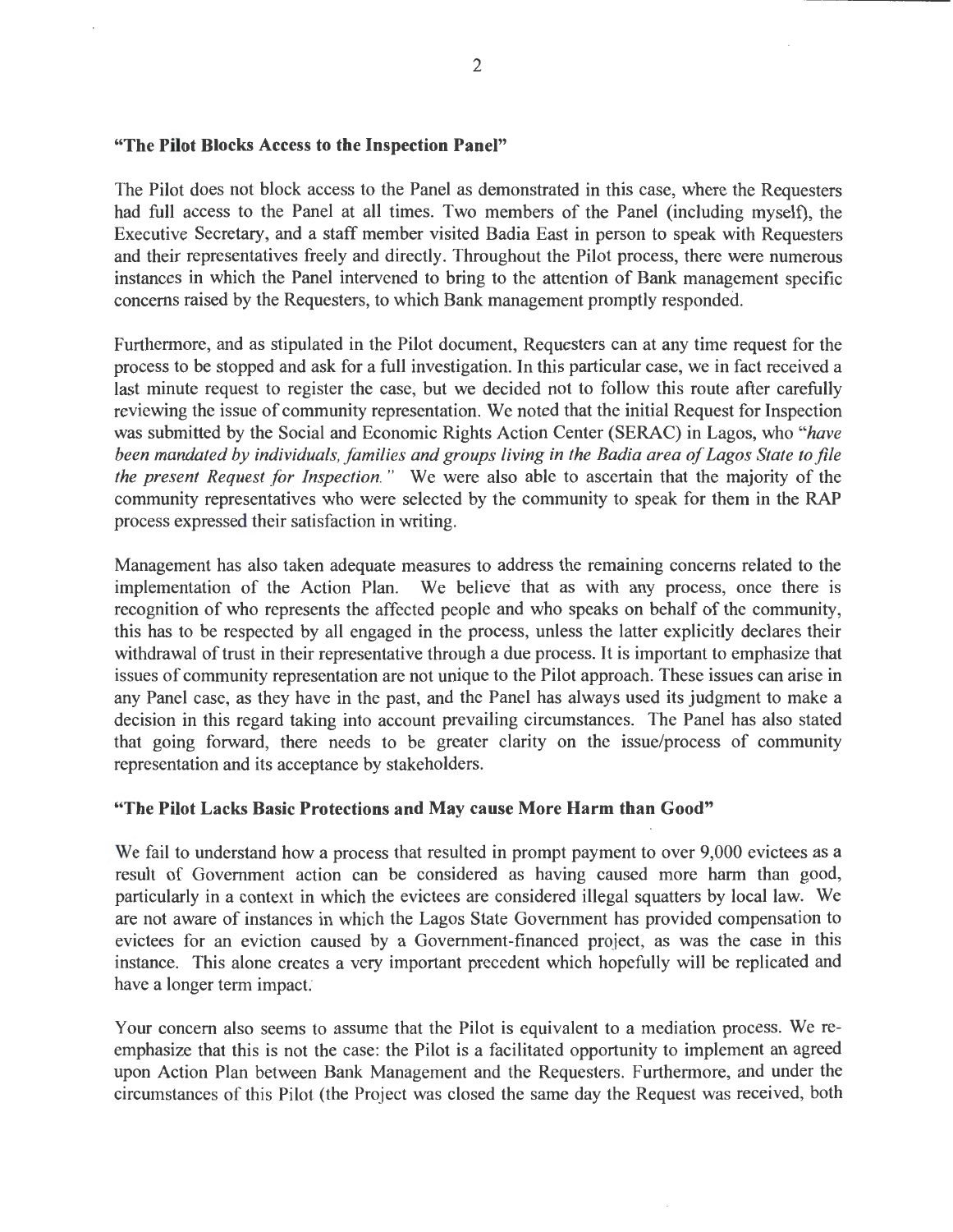### "The Pilot Blocks Access to the Inspection Panel"

The Pilot does not block access to the Panel as demonstrated in this case, where the Requesters had full access to the Panel at all times. Two members of the Panel (including myself), the Executive Secretary, and a staff member visited Badia East in person to speak with Requesters and their representatives freely and directly. Throughout the Pilot process, there were numerous instances in which the Panel intervened to bring to the attention of Bank management specific concerns raised by the Requesters, to which Bank management promptly responded.

Furthermore, and as stipulated in the Pilot document, Requesters can at any time request for the process to be stopped and ask for a full investigation. In this particular case, we in fact received a last minute request to register the case, but we decided not to follow this route after carefully reviewing the issue of community representation. We noted that the initial Request for Inspection was submitted by the Social and Economic Rights Action Center (SERAC) in Lagos, who "*have been mandated by individuals, families and groups living in the Badia area of Lagos State to file the present Request for Inspection.*" We were also able to ascertain that the majority of the community representatives who were selected by the community to speak for them in the RAP process expressed their satisfaction in writing.

Management has also taken adequate measures to address the remaining concerns related to the implementation of the Action Plan. We believe that as with any process, once there is recognition of who represents the affected people and who speaks on behalf of the community, this has to be respected by all engaged in the process, unless the latter explicitly declares their withdrawal of trust in their representative through a due process. It is important to emphasize that issues of community representation are not unique to the Pilot approach. These issues can arise in any Panel case, as they have in the past, and the Panel has always used its judgment to make a decision in this regard taking into account prevailing circumstances. The Panel has also stated that going forward, there needs to be greater clarity on the issue/process of community representation and its acceptance by stakeholders.

### "The Pilot Lacks Basic Protections and May cause More Harm than Good"

We fail to understand how a process that resulted in prompt payment to over 9,000 evictees as a result of Government action can be considered as having caused more harm than good, particularly in a context in which the evictees are considered illegal squatters by local law. We are not aware of instances in which the Lagos State Government has provided compensation to evictees for an eviction caused by a Government-financed project, as was the case in this instance. This alone creates a very important precedent which hopefully will be replicated and have a longer term impact.

Your concern also seems to assume that the Pilot is equivalent to a mediation process. We re-emphasize that this is not the case: the Pilot is a facilitated opportunity to implement an agreed upon Action Plan between Bank Management and the Requesters. Furthermore, and under the circumstances of this Pilot (the Project was closed the same day the Request was received, both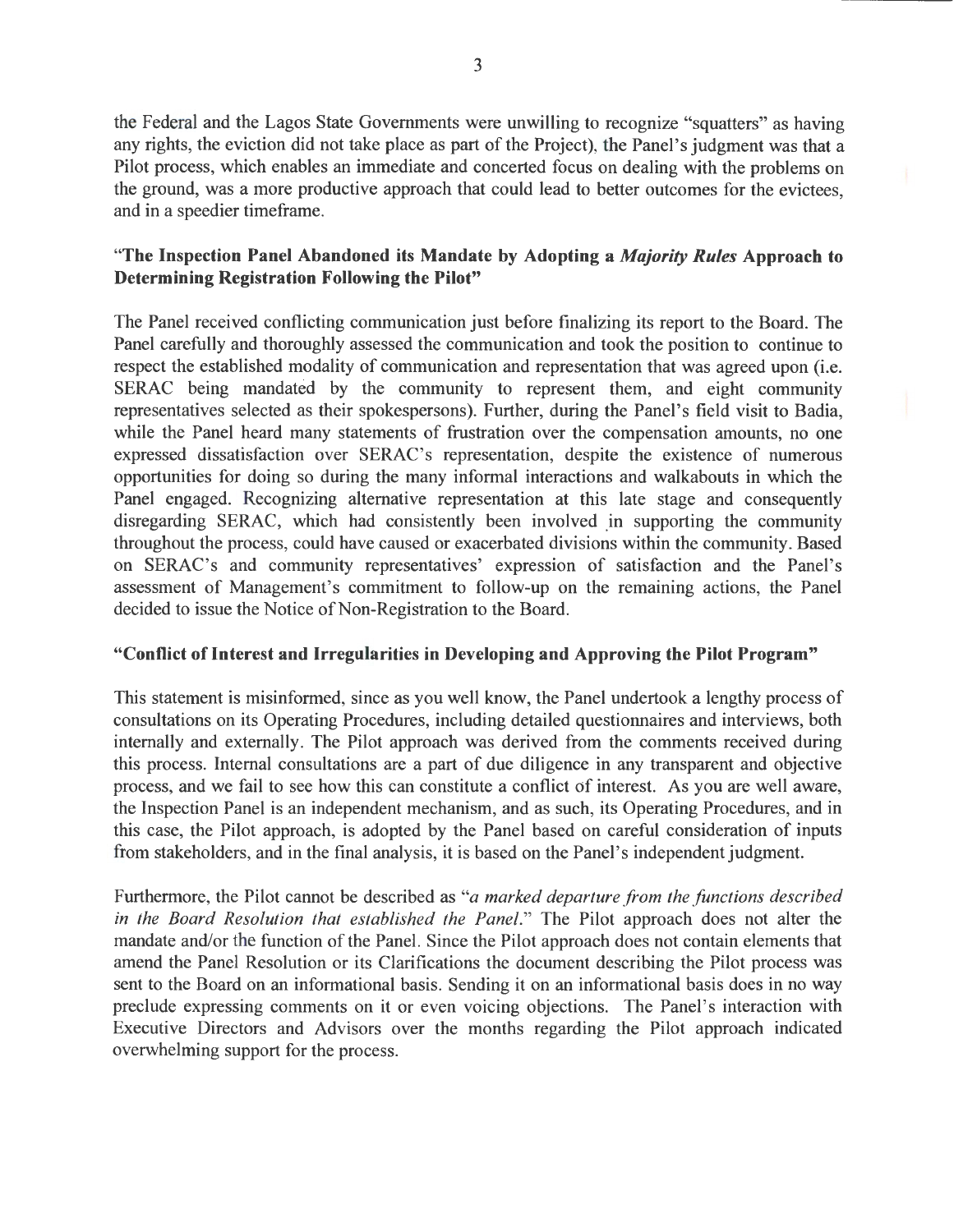the Federal and the Lagos State Governments were unwilling to recognize "squatters" as having any rights, the eviction did not take place as part of the Project), the Panel's judgment was that a Pilot process, which enables an immediate and concerted focus on dealing with the problems on the ground, was a more productive approach that could lead to better outcomes for the evictees, and in a speedier timeframe.

### "The Inspection Panel Abandoned its Mandate by Adopting a *Majority Rules* Approach to Determining Registration Following the Pilot"

The Panel received conflicting communication just before finalizing its report to the Board. The Panel carefully and thoroughly assessed the communication and took the position to continue to respect the established modality of communication and representation that was agreed upon (i.e. SERAC being mandated by the community to represent them, and eight community representatives selected as their spokespersons). Further, during the Panel's field visit to Badia, while the Panel heard many statements of frustration over the compensation amounts, no one expressed dissatisfaction over SERAC's representation, despite the existence of numerous opportunities for doing so during the many informal interactions and walkabouts in which the Panel engaged. Recognizing alternative representation at this late stage and consequently disregarding SERAC, which had consistently been involved in supporting the community throughout the process, could have caused or exacerbated divisions within the community. Based on SERAC's and community representatives' expression of satisfaction and the Panel's assessment of Management's commitment to follow-up on the remaining actions, the Panel decided to issue the Notice of Non-Registration to the Board.

### "Conflict of Interest and Irregularities in Developing and Approving the Pilot Program"

This statement is misinformed, since as you well know, the Panel undertook a lengthy process of consultations on its Operating Procedures, including detailed questionnaires and interviews, both internally and externally. The Pilot approach was derived from the comments received during this process. Internal consultations are a part of due diligence in any transparent and objective process, and we fail to see how this can constitute a conflict of interest. As you are well aware, the Inspection Panel is an independent mechanism, and as such, its Operating Procedures, and in this case, the Pilot approach, is adopted by the Panel based on careful consideration of inputs from stakeholders, and in the final analysis, it is based on the Panel's independent judgment.

Furthermore, the Pilot cannot be described as "*a marked departure from the functions described in the Board Resolution that established the Panel.*" The Pilot approach does not alter the mandate and/or the function of the Panel. Since the Pilot approach does not contain elements that amend the Panel Resolution or its Clarifications the document describing the Pilot process was sent to the Board on an informational basis. Sending it on an informational basis does in no way preclude expressing comments on it or even voicing objections. The Panel's interaction with Executive Directors and Advisors over the months regarding the Pilot approach indicated overwhelming support for the process.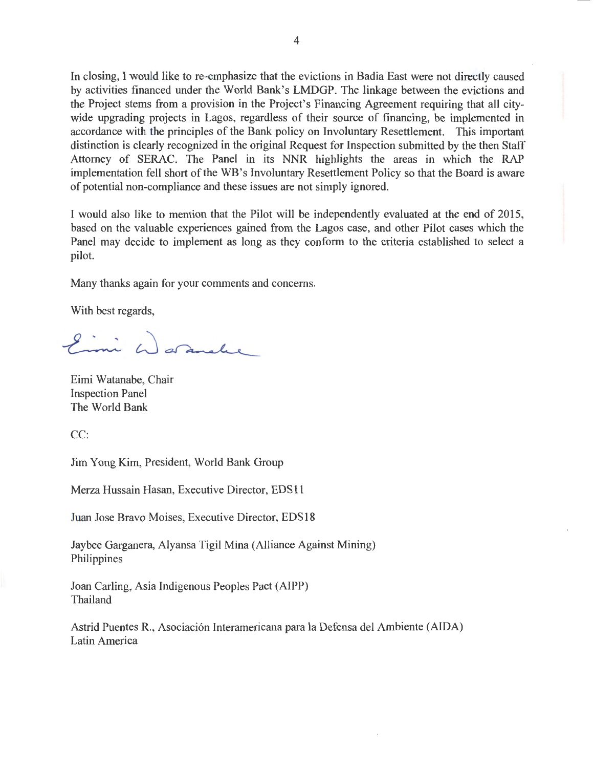In closing, I would like to re-emphasize that the evictions in Badia East were not directly caused by activities financed under the World Bank's LMDGP. The linkage between the evictions and the Project stems from a provision in the Project's Financing Agreement requiring that all city-wide upgrading projects in Lagos, regardless of their source of financing, be implemented in accordance with the principles of the Bank policy on Involuntary Resettlement. This important distinction is clearly recognized in the original Request for Inspection submitted by the then Staff Attorney of SERAC. The Panel in its NNR highlights the areas in which the RAP implementation fell short of the WB's Involuntary Resettlement Policy so that the Board is aware of potential non-compliance and these issues are not simply ignored.

I would also like to mention that the Pilot will be independently evaluated at the end of 2015, based on the valuable experiences gained from the Lagos case, and other Pilot cases which the Panel may decide to implement as long as they conform to the criteria established to select a pilot.

Many thanks again for your comments and concerns.

With best regards,

Eimi Watanabe, Chair
Inspection Panel
The World Bank

CC:

Jim Yong Kim, President, World Bank Group

Merza Hussain Hasan, Executive Director, EDS11

Juan Jose Bravo Moises, Executive Director, EDS18

Jaybee Garganera, Alyansa Tigil Mina (Alliance Against Mining)
Philippines

Joan Carling, Asia Indigenous Peoples Pact (AIPP)
Thailand

Astrid Puentes R., Asociación Interamericana para la Defensa del Ambiente (AIDA)
Latin America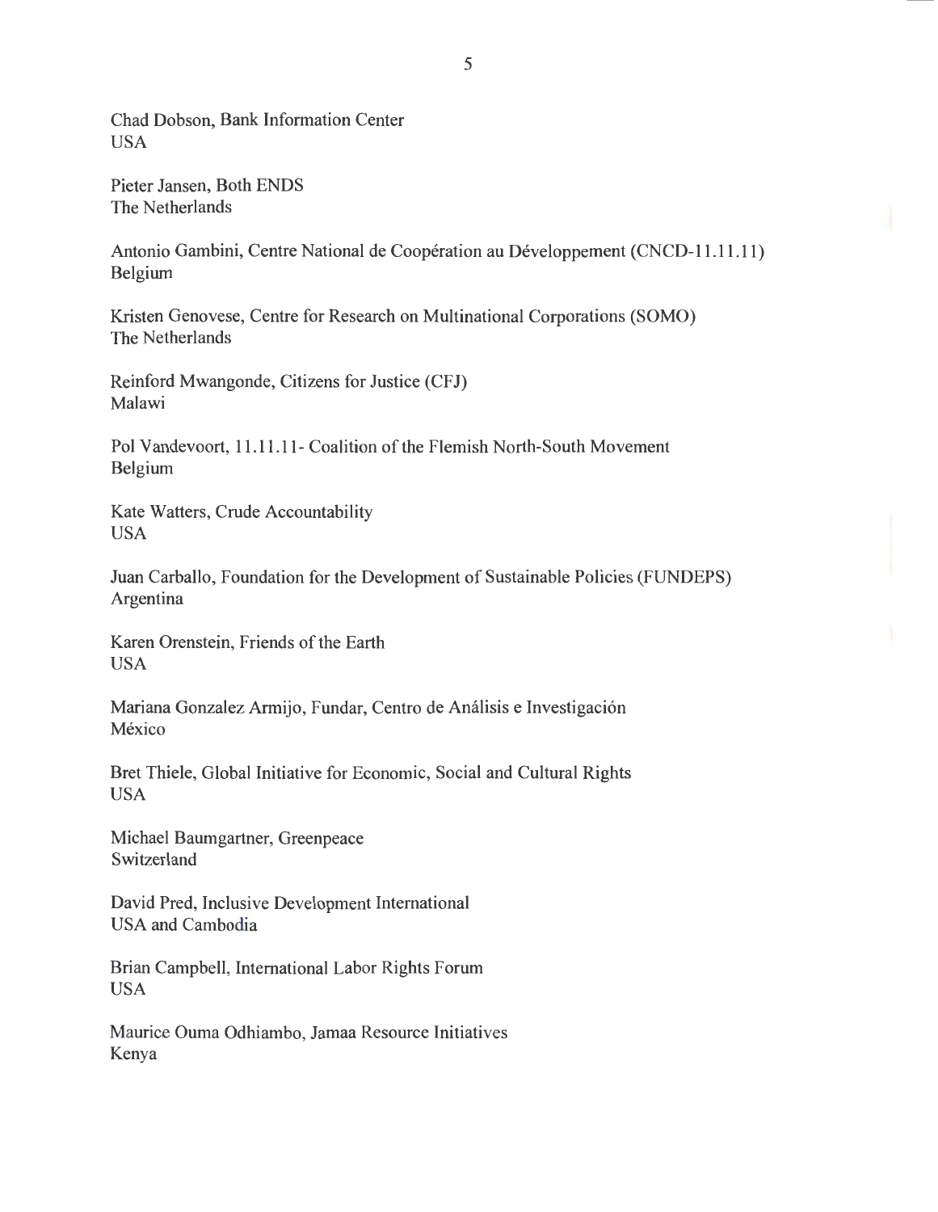Chad Dobson, Bank Information Center
USA

Pieter Jansen, Both ENDS
The Netherlands

Antonio Gambini, Centre National de Coopération au Développement (CNCD-11.11.11)
Belgium

Kristen Genovese, Centre for Research on Multinational Corporations (SOMO)
The Netherlands

Reinford Mwangonde, Citizens for Justice (CFJ)
Malawi

Pol Vandevoort, 11.11.11- Coalition of the Flemish North-South Movement
Belgium

Kate Watters, Crude Accountability
USA

Juan Carballo, Foundation for the Development of Sustainable Policies (FUNDEPS)
Argentina

Karen Orenstein, Friends of the Earth
USA

Mariana Gonzalez Armijo, Fundar, Centro de Análisis e Investigación
México

Bret Thiele, Global Initiative for Economic, Social and Cultural Rights
USA

Michael Baumgartner, Greenpeace
Switzerland

David Pred, Inclusive Development International
USA and Cambodia

Brian Campbell, International Labor Rights Forum
USA

Maurice Ouma Odhiambo, Jamaa Resource Initiatives
Kenya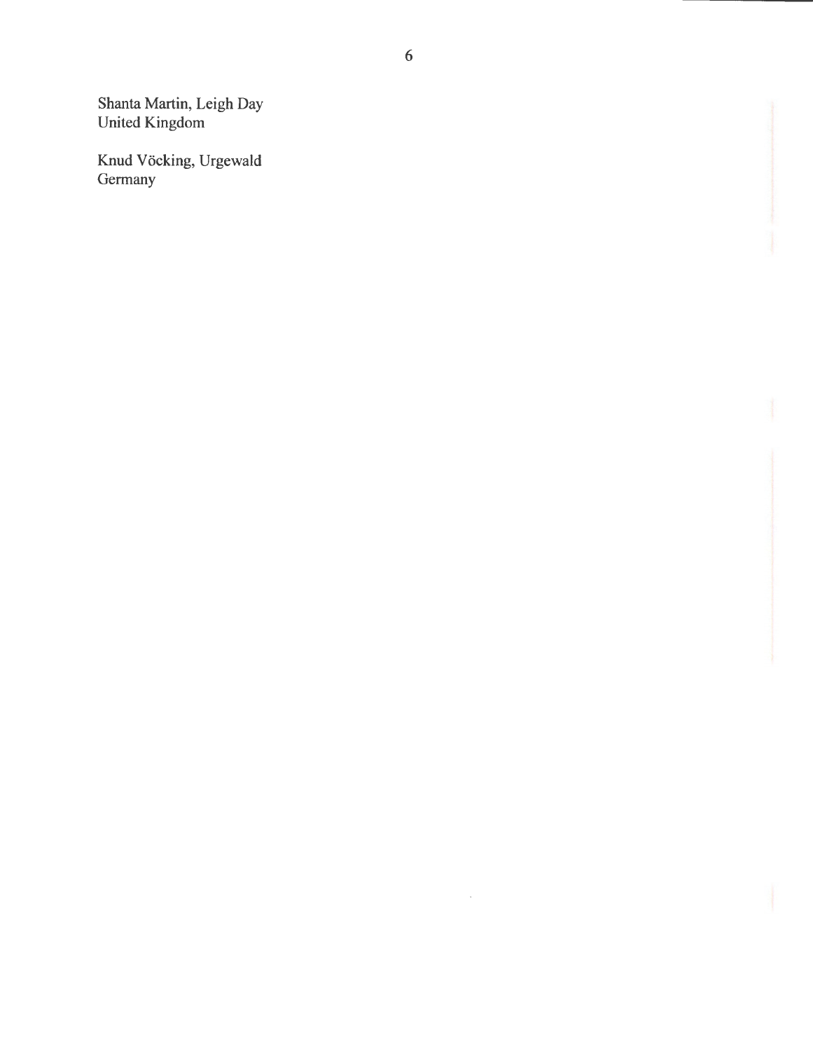Shanta Martin, Leigh Day
United Kingdom

Knud Vöcking, Urgewald
Germany